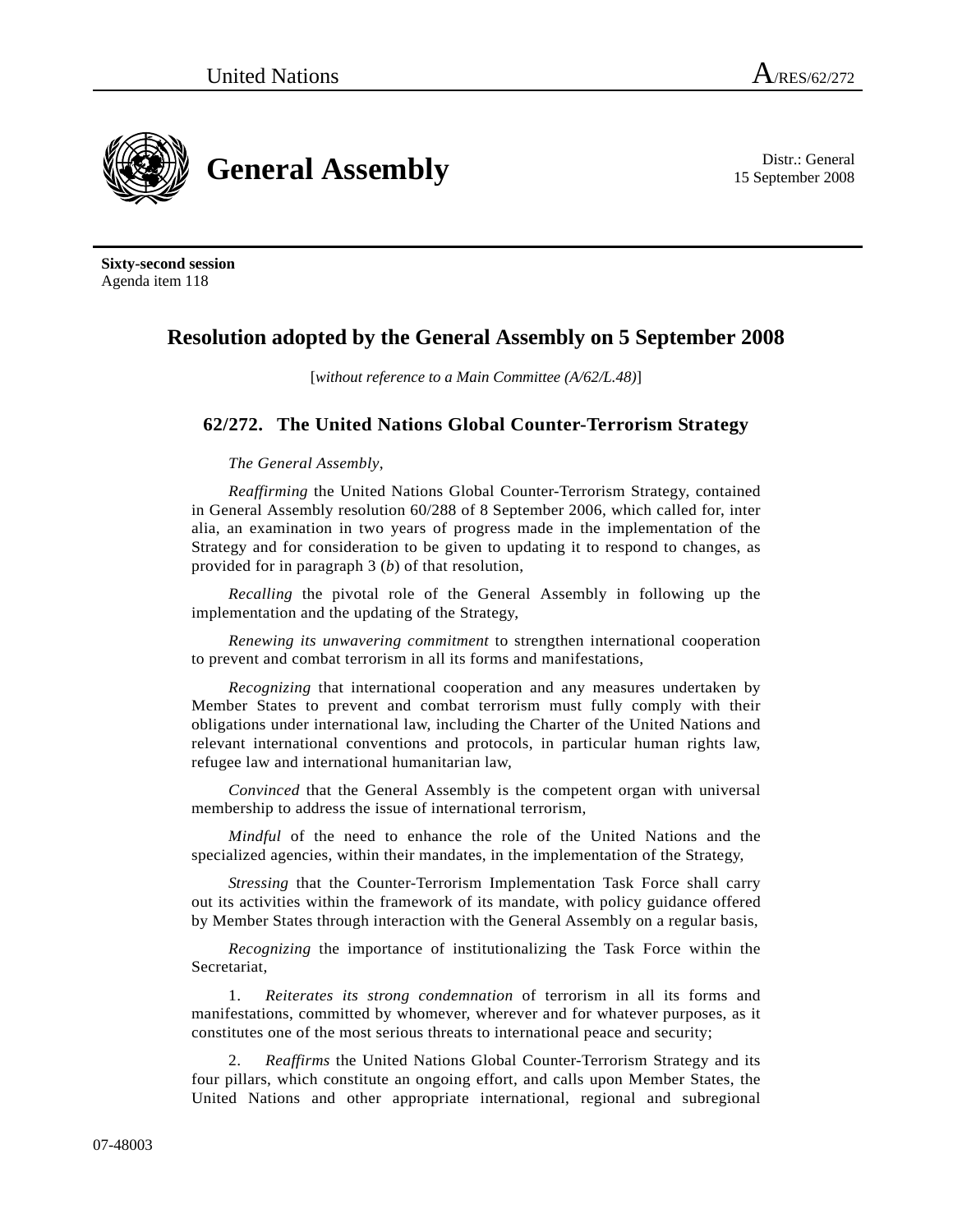United Nations A/RES/62/272

# General Assembly

Distr.: General
15 September 2008

**Sixty-second session**
Agenda item 118

## Resolution adopted by the General Assembly on 5 September 2008

[*without reference to a Main Committee (A/62/L.48)*]

### 62/272. The United Nations Global Counter-Terrorism Strategy

*The General Assembly*,

*Reaffirming* the United Nations Global Counter-Terrorism Strategy, contained in General Assembly resolution 60/288 of 8 September 2006, which called for, inter alia, an examination in two years of progress made in the implementation of the Strategy and for consideration to be given to updating it to respond to changes, as provided for in paragraph 3 (*b*) of that resolution,

*Recalling* the pivotal role of the General Assembly in following up the implementation and the updating of the Strategy,

*Renewing its unwavering commitment* to strengthen international cooperation to prevent and combat terrorism in all its forms and manifestations,

*Recognizing* that international cooperation and any measures undertaken by Member States to prevent and combat terrorism must fully comply with their obligations under international law, including the Charter of the United Nations and relevant international conventions and protocols, in particular human rights law, refugee law and international humanitarian law,

*Convinced* that the General Assembly is the competent organ with universal membership to address the issue of international terrorism,

*Mindful* of the need to enhance the role of the United Nations and the specialized agencies, within their mandates, in the implementation of the Strategy,

*Stressing* that the Counter-Terrorism Implementation Task Force shall carry out its activities within the framework of its mandate, with policy guidance offered by Member States through interaction with the General Assembly on a regular basis,

*Recognizing* the importance of institutionalizing the Task Force within the Secretariat,

1. *Reiterates its strong condemnation* of terrorism in all its forms and manifestations, committed by whomever, wherever and for whatever purposes, as it constitutes one of the most serious threats to international peace and security;

2. *Reaffirms* the United Nations Global Counter-Terrorism Strategy and its four pillars, which constitute an ongoing effort, and calls upon Member States, the United Nations and other appropriate international, regional and subregional

07-48003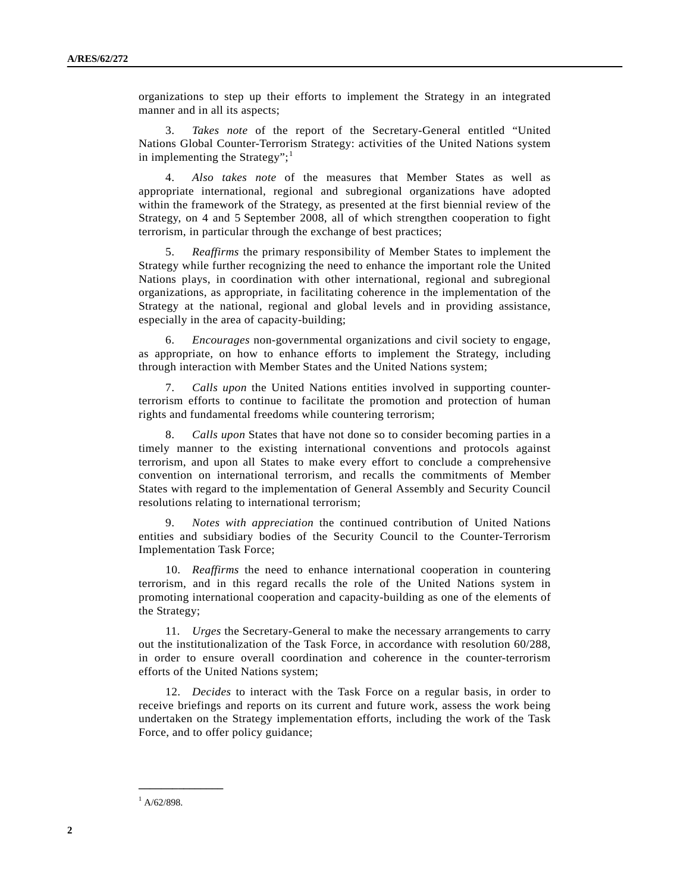organizations to step up their efforts to implement the Strategy in an integrated manner and in all its aspects;

3. *Takes note* of the report of the Secretary-General entitled "United Nations Global Counter-Terrorism Strategy: activities of the United Nations system in implementing the Strategy";[1]

4. *Also takes note* of the measures that Member States as well as appropriate international, regional and subregional organizations have adopted within the framework of the Strategy, as presented at the first biennial review of the Strategy, on 4 and 5 September 2008, all of which strengthen cooperation to fight terrorism, in particular through the exchange of best practices;

5. *Reaffirms* the primary responsibility of Member States to implement the Strategy while further recognizing the need to enhance the important role the United Nations plays, in coordination with other international, regional and subregional organizations, as appropriate, in facilitating coherence in the implementation of the Strategy at the national, regional and global levels and in providing assistance, especially in the area of capacity-building;

6. *Encourages* non-governmental organizations and civil society to engage, as appropriate, on how to enhance efforts to implement the Strategy, including through interaction with Member States and the United Nations system;

7. *Calls upon* the United Nations entities involved in supporting counter-terrorism efforts to continue to facilitate the promotion and protection of human rights and fundamental freedoms while countering terrorism;

8. *Calls upon* States that have not done so to consider becoming parties in a timely manner to the existing international conventions and protocols against terrorism, and upon all States to make every effort to conclude a comprehensive convention on international terrorism, and recalls the commitments of Member States with regard to the implementation of General Assembly and Security Council resolutions relating to international terrorism;

9. *Notes with appreciation* the continued contribution of United Nations entities and subsidiary bodies of the Security Council to the Counter-Terrorism Implementation Task Force;

10. *Reaffirms* the need to enhance international cooperation in countering terrorism, and in this regard recalls the role of the United Nations system in promoting international cooperation and capacity-building as one of the elements of the Strategy;

11. *Urges* the Secretary-General to make the necessary arrangements to carry out the institutionalization of the Task Force, in accordance with resolution 60/288, in order to ensure overall coordination and coherence in the counter-terrorism efforts of the United Nations system;

12. *Decides* to interact with the Task Force on a regular basis, in order to receive briefings and reports on its current and future work, assess the work being undertaken on the Strategy implementation efforts, including the work of the Task Force, and to offer policy guidance;

---

[1] A/62/898.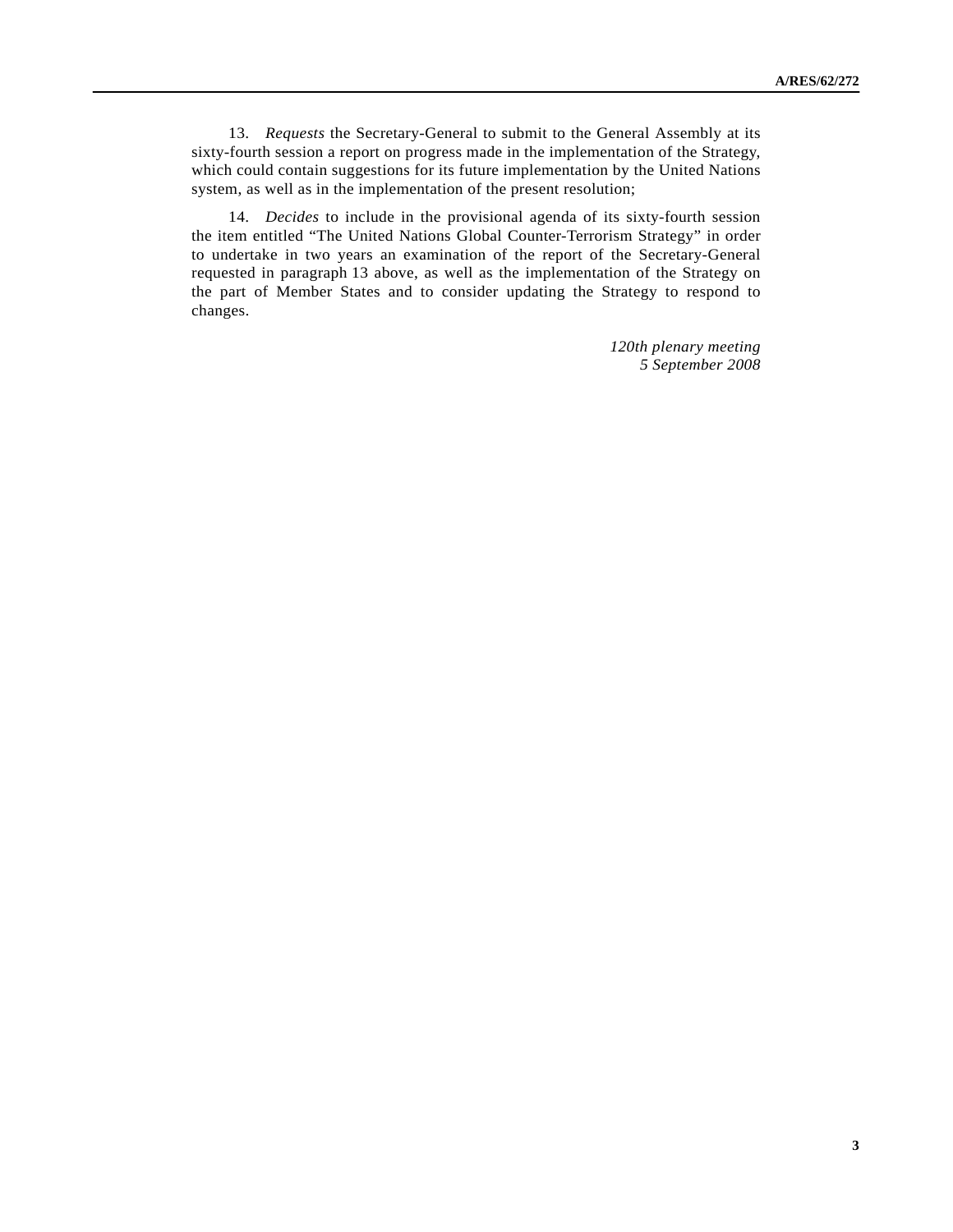13. *Requests* the Secretary-General to submit to the General Assembly at its sixty-fourth session a report on progress made in the implementation of the Strategy, which could contain suggestions for its future implementation by the United Nations system, as well as in the implementation of the present resolution;

14. *Decides* to include in the provisional agenda of its sixty-fourth session the item entitled "The United Nations Global Counter-Terrorism Strategy" in order to undertake in two years an examination of the report of the Secretary-General requested in paragraph 13 above, as well as the implementation of the Strategy on the part of Member States and to consider updating the Strategy to respond to changes.

*120th plenary meeting*
*5 September 2008*